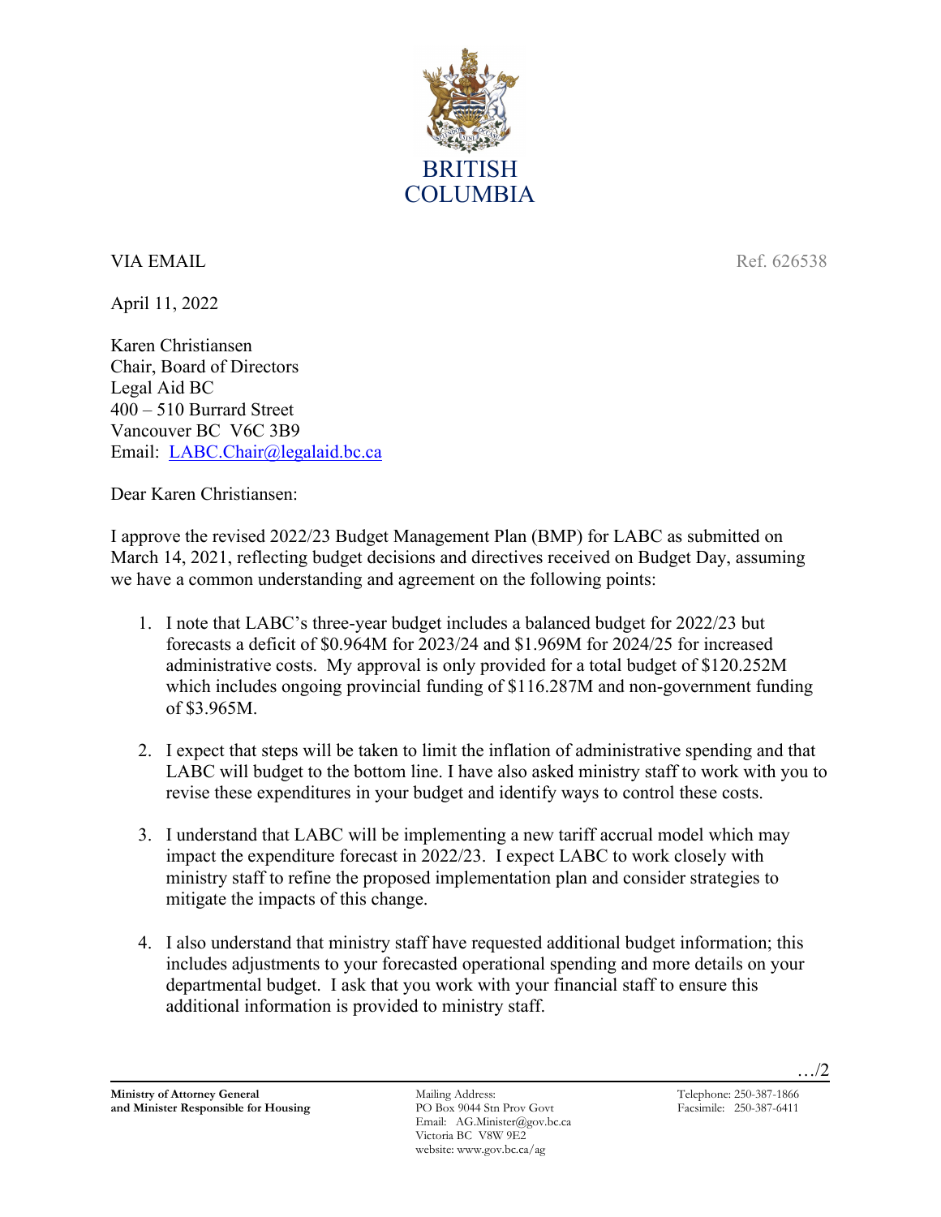BRITISH
COLUMBIA

VIA EMAIL Ref. 626538

April 11, 2022

Karen Christiansen
Chair, Board of Directors
Legal Aid BC
400 – 510 Burrard Street
Vancouver BC V6C 3B9
Email: LABC.Chair@legalaid.bc.ca

Dear Karen Christiansen:

I approve the revised 2022/23 Budget Management Plan (BMP) for LABC as submitted on March 14, 2021, reflecting budget decisions and directives received on Budget Day, assuming we have a common understanding and agreement on the following points:

1. I note that LABC's three-year budget includes a balanced budget for 2022/23 but forecasts a deficit of $0.964M for 2023/24 and $1.969M for 2024/25 for increased administrative costs. My approval is only provided for a total budget of $120.252M which includes ongoing provincial funding of $116.287M and non-government funding of $3.965M.

2. I expect that steps will be taken to limit the inflation of administrative spending and that LABC will budget to the bottom line. I have also asked ministry staff to work with you to revise these expenditures in your budget and identify ways to control these costs.

3. I understand that LABC will be implementing a new tariff accrual model which may impact the expenditure forecast in 2022/23. I expect LABC to work closely with ministry staff to refine the proposed implementation plan and consider strategies to mitigate the impacts of this change.

4. I also understand that ministry staff have requested additional budget information; this includes adjustments to your forecasted operational spending and more details on your departmental budget. I ask that you work with your financial staff to ensure this additional information is provided to ministry staff.

…/2

**Ministry of Attorney General and Minister Responsible for Housing**

Mailing Address:
PO Box 9044 Stn Prov Govt
Email: AG.Minister@gov.bc.ca
Victoria BC V8W 9E2
website: www.gov.bc.ca/ag

Telephone: 250-387-1866
Facsimile: 250-387-6411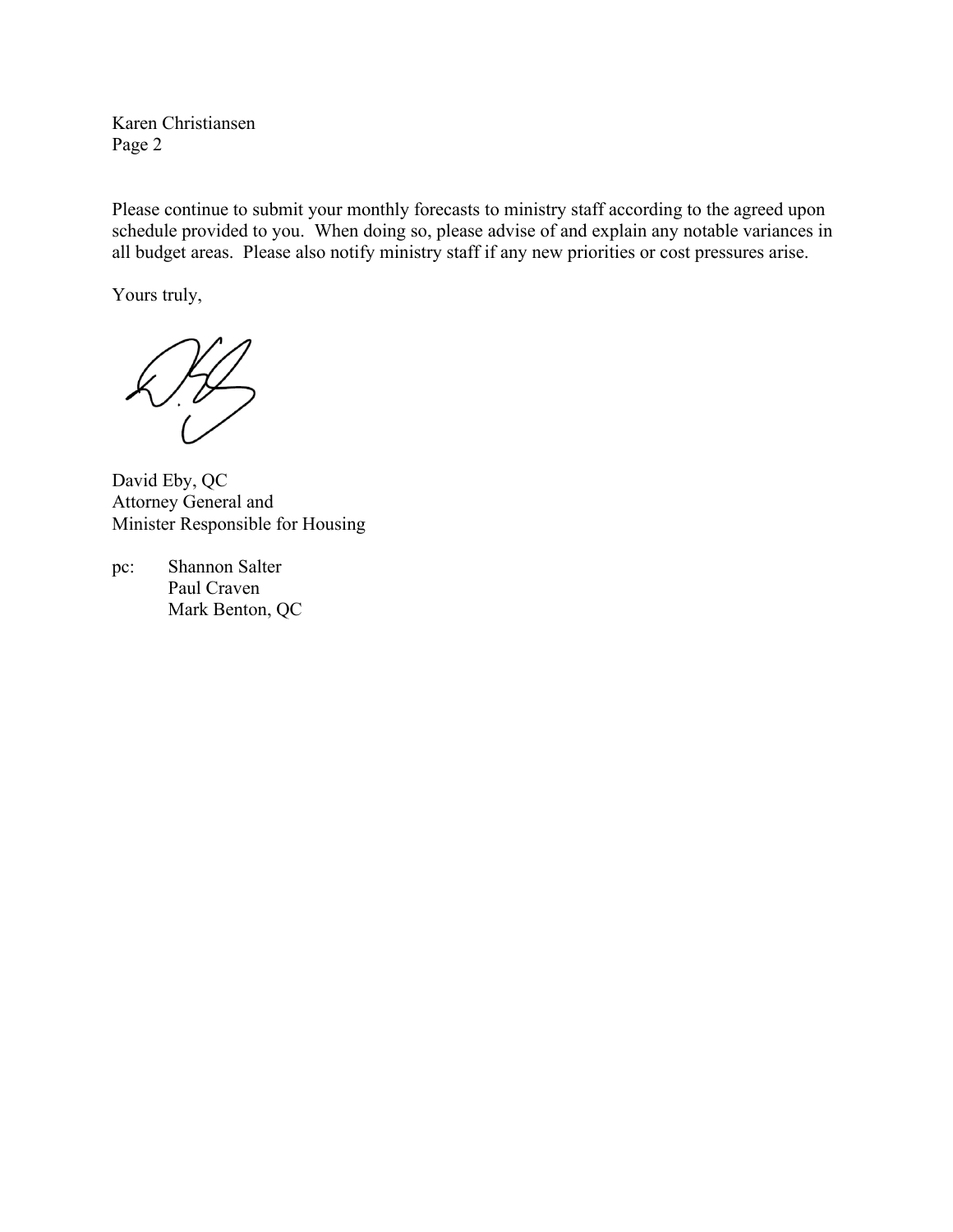Please continue to submit your monthly forecasts to ministry staff according to the agreed upon schedule provided to you. When doing so, please advise of and explain any notable variances in all budget areas. Please also notify ministry staff if any new priorities or cost pressures arise.

Yours truly,

David Eby, QC
Attorney General and
Minister Responsible for Housing

pc: Shannon Salter
Paul Craven
Mark Benton, QC